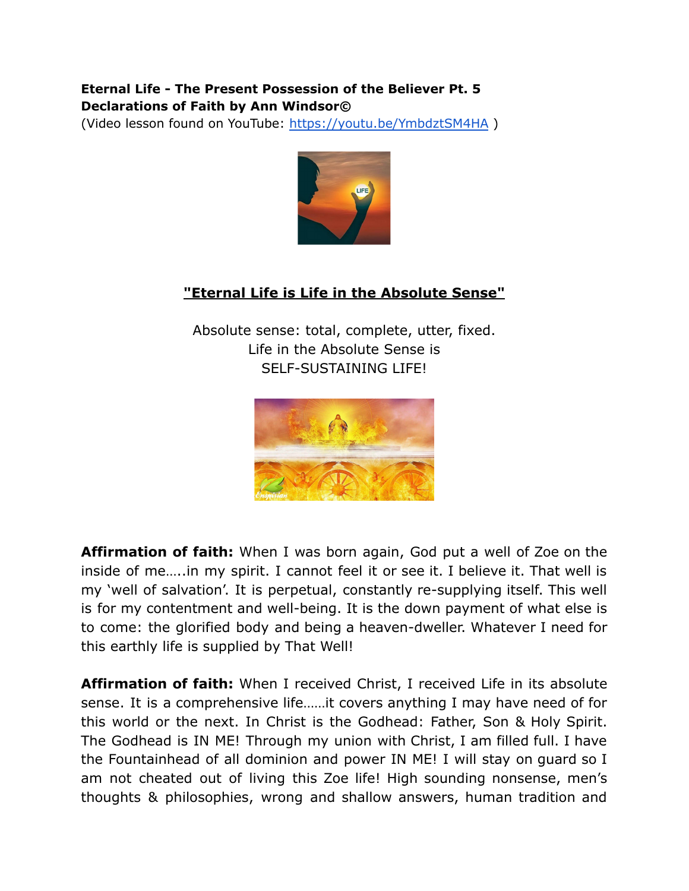**Eternal Life - The Present Possession of the Believer Pt. 5**
**Declarations of Faith by Ann Windsor©**
(Video lesson found on YouTube: [https://youtu.be/YmbdztSM4HA](https://youtu.be/YmbdztSM4HA) )

## "Eternal Life is Life in the Absolute Sense"

Absolute sense: total, complete, utter, fixed.
Life in the Absolute Sense is
SELF-SUSTAINING LIFE!

**Affirmation of faith:** When I was born again, God put a well of Zoe on the inside of me…..in my spirit. I cannot feel it or see it. I believe it. That well is my 'well of salvation'. It is perpetual, constantly re-supplying itself. This well is for my contentment and well-being. It is the down payment of what else is to come: the glorified body and being a heaven-dweller. Whatever I need for this earthly life is supplied by That Well!

**Affirmation of faith:** When I received Christ, I received Life in its absolute sense. It is a comprehensive life……it covers anything I may have need of for this world or the next. In Christ is the Godhead: Father, Son & Holy Spirit. The Godhead is IN ME! Through my union with Christ, I am filled full. I have the Fountainhead of all dominion and power IN ME! I will stay on guard so I am not cheated out of living this Zoe life! High sounding nonsense, men's thoughts & philosophies, wrong and shallow answers, human tradition and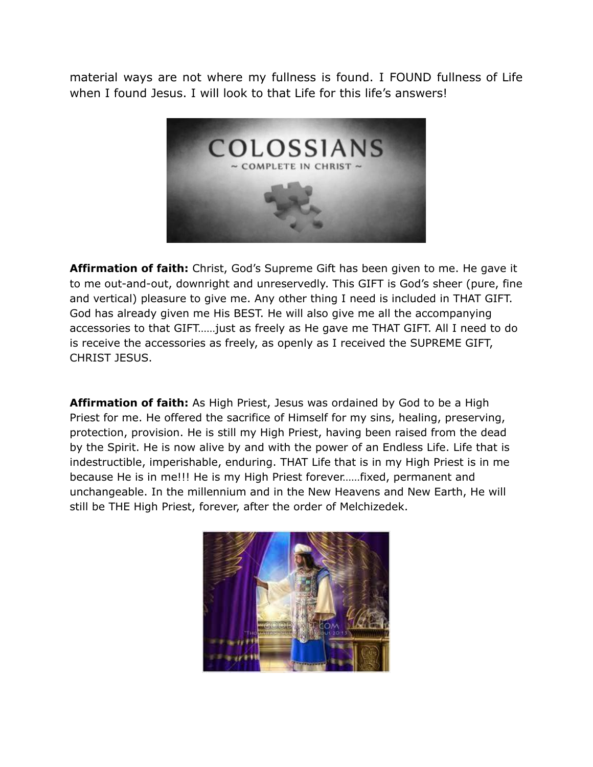material ways are not where my fullness is found. I FOUND fullness of Life when I found Jesus. I will look to that Life for this life's answers!

**Affirmation of faith:** Christ, God's Supreme Gift has been given to me. He gave it to me out-and-out, downright and unreservedly. This GIFT is God's sheer (pure, fine and vertical) pleasure to give me. Any other thing I need is included in THAT GIFT. God has already given me His BEST. He will also give me all the accompanying accessories to that GIFT……just as freely as He gave me THAT GIFT. All I need to do is receive the accessories as freely, as openly as I received the SUPREME GIFT, CHRIST JESUS.

**Affirmation of faith:** As High Priest, Jesus was ordained by God to be a High Priest for me. He offered the sacrifice of Himself for my sins, healing, preserving, protection, provision. He is still my High Priest, having been raised from the dead by the Spirit. He is now alive by and with the power of an Endless Life. Life that is indestructible, imperishable, enduring. THAT Life that is in my High Priest is in me because He is in me!!! He is my High Priest forever……fixed, permanent and unchangeable. In the millennium and in the New Heavens and New Earth, He will still be THE High Priest, forever, after the order of Melchizedek.